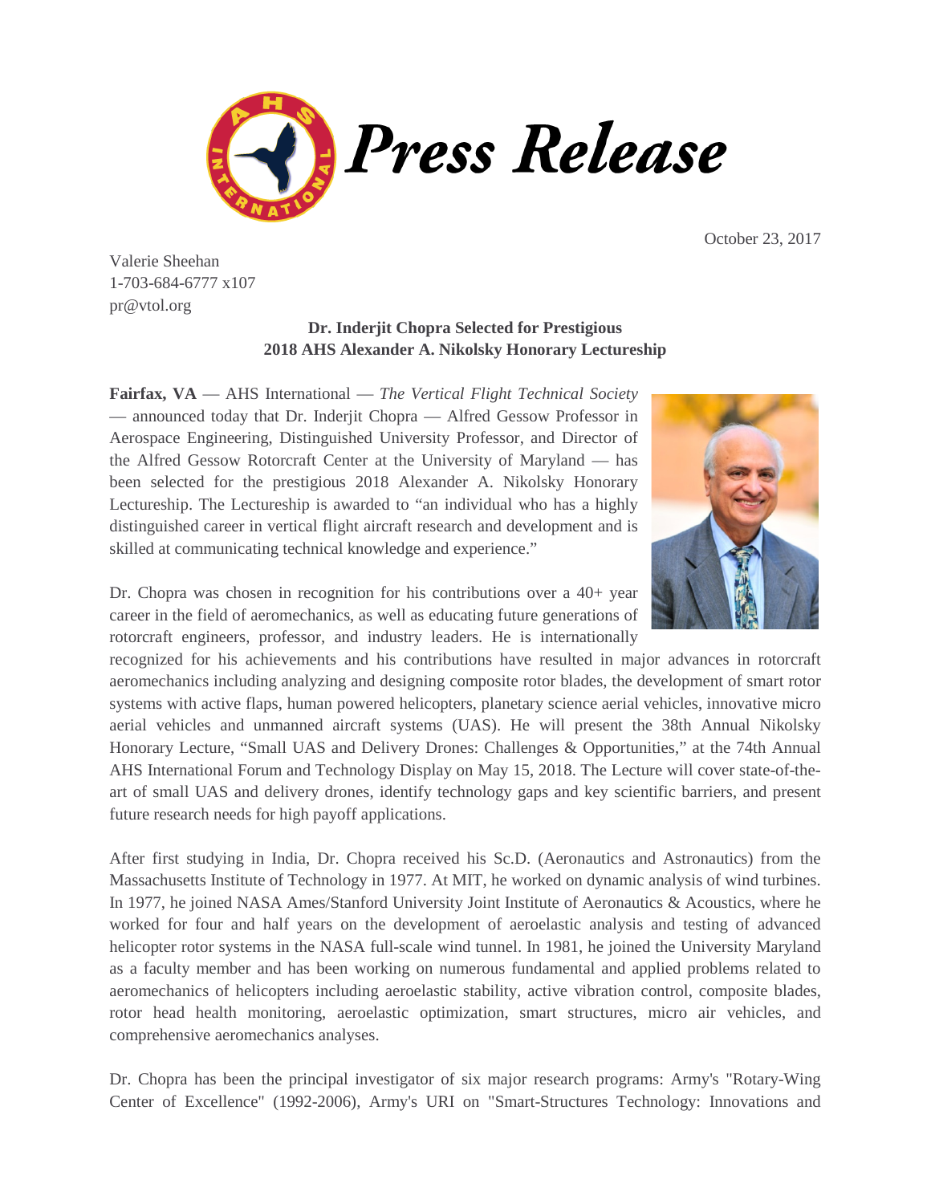# Press Release

October 23, 2017

Valerie Sheehan
1-703-684-6777 x107
pr@vtol.org

**Dr. Inderjit Chopra Selected for Prestigious**
**2018 AHS Alexander A. Nikolsky Honorary Lectureship**

**Fairfax, VA** — AHS International — *The Vertical Flight Technical Society* — announced today that Dr. Inderjit Chopra — Alfred Gessow Professor in Aerospace Engineering, Distinguished University Professor, and Director of the Alfred Gessow Rotorcraft Center at the University of Maryland — has been selected for the prestigious 2018 Alexander A. Nikolsky Honorary Lectureship. The Lectureship is awarded to "an individual who has a highly distinguished career in vertical flight aircraft research and development and is skilled at communicating technical knowledge and experience."

Dr. Chopra was chosen in recognition for his contributions over a 40+ year career in the field of aeromechanics, as well as educating future generations of rotorcraft engineers, professor, and industry leaders. He is internationally recognized for his achievements and his contributions have resulted in major advances in rotorcraft aeromechanics including analyzing and designing composite rotor blades, the development of smart rotor systems with active flaps, human powered helicopters, planetary science aerial vehicles, innovative micro aerial vehicles and unmanned aircraft systems (UAS). He will present the 38th Annual Nikolsky Honorary Lecture, "Small UAS and Delivery Drones: Challenges & Opportunities," at the 74th Annual AHS International Forum and Technology Display on May 15, 2018. The Lecture will cover state-of-the-art of small UAS and delivery drones, identify technology gaps and key scientific barriers, and present future research needs for high payoff applications.

After first studying in India, Dr. Chopra received his Sc.D. (Aeronautics and Astronautics) from the Massachusetts Institute of Technology in 1977. At MIT, he worked on dynamic analysis of wind turbines. In 1977, he joined NASA Ames/Stanford University Joint Institute of Aeronautics & Acoustics, where he worked for four and half years on the development of aeroelastic analysis and testing of advanced helicopter rotor systems in the NASA full-scale wind tunnel. In 1981, he joined the University Maryland as a faculty member and has been working on numerous fundamental and applied problems related to aeromechanics of helicopters including aeroelastic stability, active vibration control, composite blades, rotor head health monitoring, aeroelastic optimization, smart structures, micro air vehicles, and comprehensive aeromechanics analyses.

Dr. Chopra has been the principal investigator of six major research programs: Army's "Rotary-Wing Center of Excellence" (1992-2006), Army's URI on "Smart-Structures Technology: Innovations and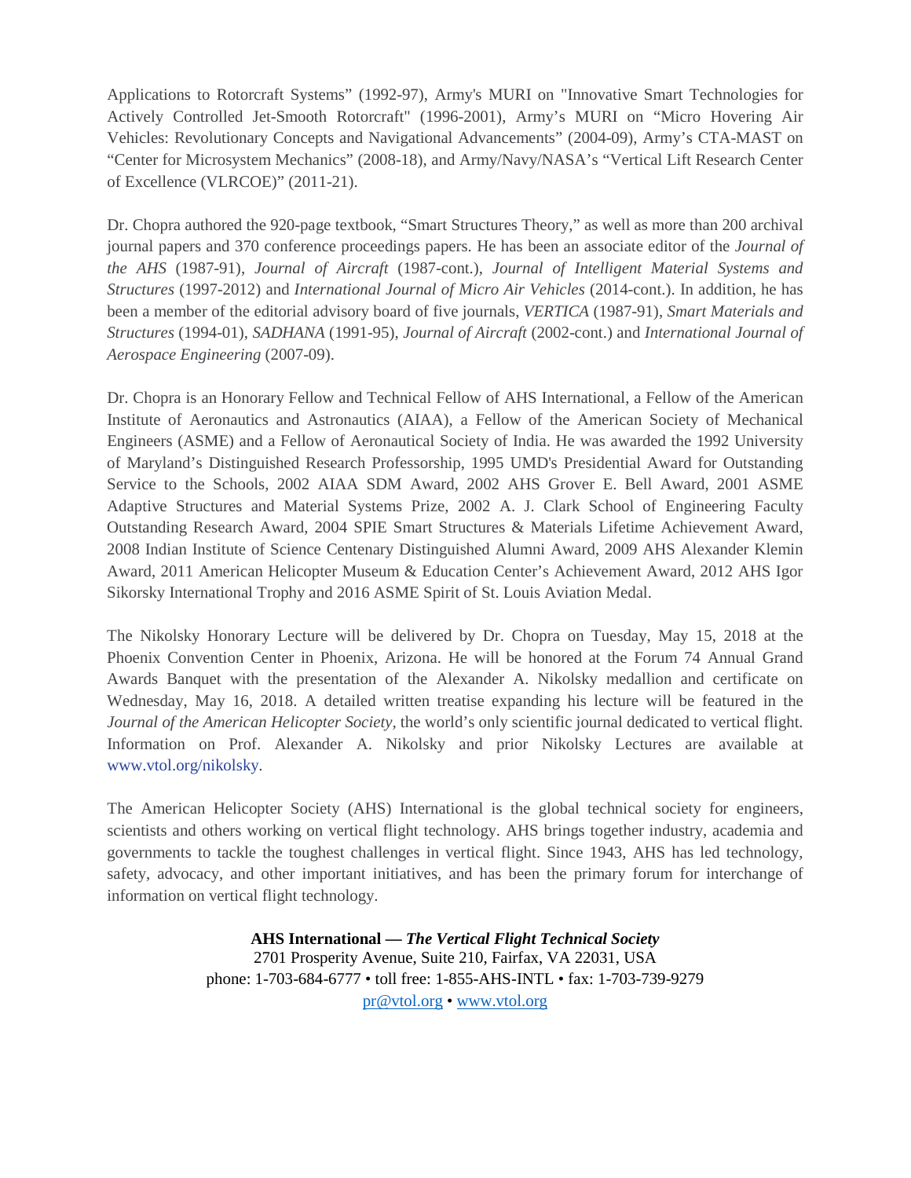Applications to Rotorcraft Systems" (1992-97), Army's MURI on "Innovative Smart Technologies for Actively Controlled Jet-Smooth Rotorcraft" (1996-2001), Army's MURI on "Micro Hovering Air Vehicles: Revolutionary Concepts and Navigational Advancements" (2004-09), Army's CTA-MAST on "Center for Microsystem Mechanics" (2008-18), and Army/Navy/NASA's "Vertical Lift Research Center of Excellence (VLRCOE)" (2011-21).

Dr. Chopra authored the 920-page textbook, "Smart Structures Theory," as well as more than 200 archival journal papers and 370 conference proceedings papers. He has been an associate editor of the *Journal of the AHS* (1987-91), *Journal of Aircraft* (1987-cont.), *Journal of Intelligent Material Systems and Structures* (1997-2012) and *International Journal of Micro Air Vehicles* (2014-cont.). In addition, he has been a member of the editorial advisory board of five journals, *VERTICA* (1987-91), *Smart Materials and Structures* (1994-01), *SADHANA* (1991-95), *Journal of Aircraft* (2002-cont.) and *International Journal of Aerospace Engineering* (2007-09).

Dr. Chopra is an Honorary Fellow and Technical Fellow of AHS International, a Fellow of the American Institute of Aeronautics and Astronautics (AIAA), a Fellow of the American Society of Mechanical Engineers (ASME) and a Fellow of Aeronautical Society of India. He was awarded the 1992 University of Maryland's Distinguished Research Professorship, 1995 UMD's Presidential Award for Outstanding Service to the Schools, 2002 AIAA SDM Award, 2002 AHS Grover E. Bell Award, 2001 ASME Adaptive Structures and Material Systems Prize, 2002 A. J. Clark School of Engineering Faculty Outstanding Research Award, 2004 SPIE Smart Structures & Materials Lifetime Achievement Award, 2008 Indian Institute of Science Centenary Distinguished Alumni Award, 2009 AHS Alexander Klemin Award, 2011 American Helicopter Museum & Education Center's Achievement Award, 2012 AHS Igor Sikorsky International Trophy and 2016 ASME Spirit of St. Louis Aviation Medal.

The Nikolsky Honorary Lecture will be delivered by Dr. Chopra on Tuesday, May 15, 2018 at the Phoenix Convention Center in Phoenix, Arizona. He will be honored at the Forum 74 Annual Grand Awards Banquet with the presentation of the Alexander A. Nikolsky medallion and certificate on Wednesday, May 16, 2018. A detailed written treatise expanding his lecture will be featured in the *Journal of the American Helicopter Society*, the world's only scientific journal dedicated to vertical flight. Information on Prof. Alexander A. Nikolsky and prior Nikolsky Lectures are available at www.vtol.org/nikolsky.

The American Helicopter Society (AHS) International is the global technical society for engineers, scientists and others working on vertical flight technology. AHS brings together industry, academia and governments to tackle the toughest challenges in vertical flight. Since 1943, AHS has led technology, safety, advocacy, and other important initiatives, and has been the primary forum for interchange of information on vertical flight technology.

**AHS International — *The Vertical Flight Technical Society***
2701 Prosperity Avenue, Suite 210, Fairfax, VA 22031, USA
phone: 1-703-684-6777 • toll free: 1-855-AHS-INTL • fax: 1-703-739-9279
pr@vtol.org • www.vtol.org